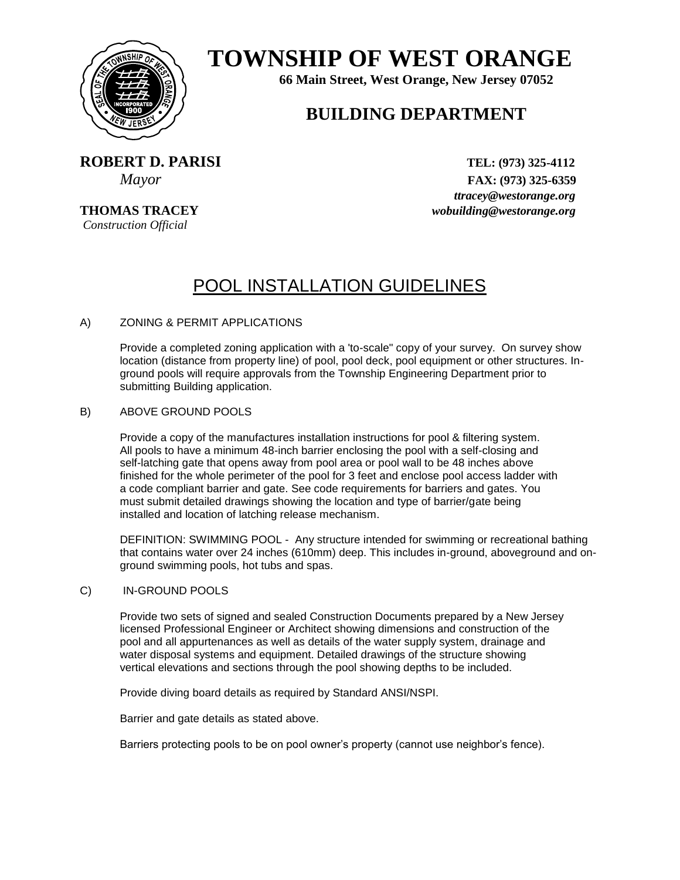# TOWNSHIP OF WEST ORANGE

**66 Main Street, West Orange, New Jersey 07052**

## BUILDING DEPARTMENT

**ROBERT D. PARISI**
*Mayor*

**THOMAS TRACEY**
*Construction Official*

**TEL: (973) 325-4112**
**FAX: (973) 325-6359**
***ttracey@westorange.org***
***wobuilding@westorange.org***

## POOL INSTALLATION GUIDELINES

A) ZONING & PERMIT APPLICATIONS

Provide a completed zoning application with a 'to-scale" copy of your survey. On survey show location (distance from property line) of pool, pool deck, pool equipment or other structures. In-ground pools will require approvals from the Township Engineering Department prior to submitting Building application.

B) ABOVE GROUND POOLS

Provide a copy of the manufactures installation instructions for pool & filtering system. All pools to have a minimum 48-inch barrier enclosing the pool with a self-closing and self-latching gate that opens away from pool area or pool wall to be 48 inches above finished for the whole perimeter of the pool for 3 feet and enclose pool access ladder with a code compliant barrier and gate. See code requirements for barriers and gates. You must submit detailed drawings showing the location and type of barrier/gate being installed and location of latching release mechanism.

DEFINITION: SWIMMING POOL - Any structure intended for swimming or recreational bathing that contains water over 24 inches (610mm) deep. This includes in-ground, aboveground and on-ground swimming pools, hot tubs and spas.

C) IN-GROUND POOLS

Provide two sets of signed and sealed Construction Documents prepared by a New Jersey licensed Professional Engineer or Architect showing dimensions and construction of the pool and all appurtenances as well as details of the water supply system, drainage and water disposal systems and equipment. Detailed drawings of the structure showing vertical elevations and sections through the pool showing depths to be included.

Provide diving board details as required by Standard ANSI/NSPI.

Barrier and gate details as stated above.

Barriers protecting pools to be on pool owner's property (cannot use neighbor's fence).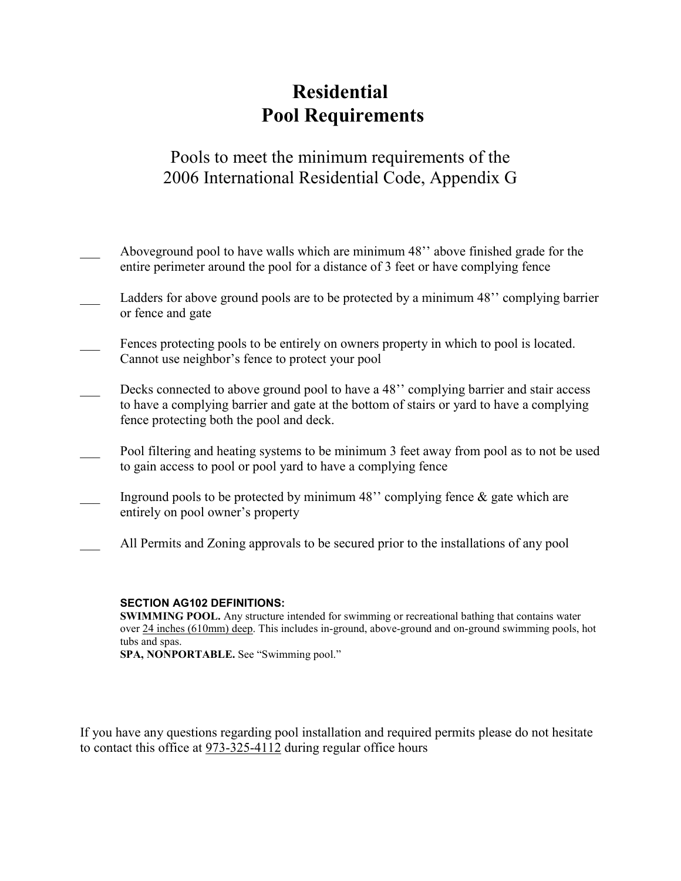# Residential
# Pool Requirements

## Pools to meet the minimum requirements of the 2006 International Residential Code, Appendix G

___ Aboveground pool to have walls which are minimum 48'' above finished grade for the entire perimeter around the pool for a distance of 3 feet or have complying fence

___ Ladders for above ground pools are to be protected by a minimum 48'' complying barrier or fence and gate

___ Fences protecting pools to be entirely on owners property in which to pool is located. Cannot use neighbor's fence to protect your pool

___ Decks connected to above ground pool to have a 48'' complying barrier and stair access to have a complying barrier and gate at the bottom of stairs or yard to have a complying fence protecting both the pool and deck.

___ Pool filtering and heating systems to be minimum 3 feet away from pool as to not be used to gain access to pool or pool yard to have a complying fence

___ Inground pools to be protected by minimum 48'' complying fence & gate which are entirely on pool owner's property

___ All Permits and Zoning approvals to be secured prior to the installations of any pool

**SECTION AG102 DEFINITIONS:**

**SWIMMING POOL.** Any structure intended for swimming or recreational bathing that contains water over 24 inches (610mm) deep. This includes in-ground, above-ground and on-ground swimming pools, hot tubs and spas.

**SPA, NONPORTABLE.** See "Swimming pool."

If you have any questions regarding pool installation and required permits please do not hesitate to contact this office at 973-325-4112 during regular office hours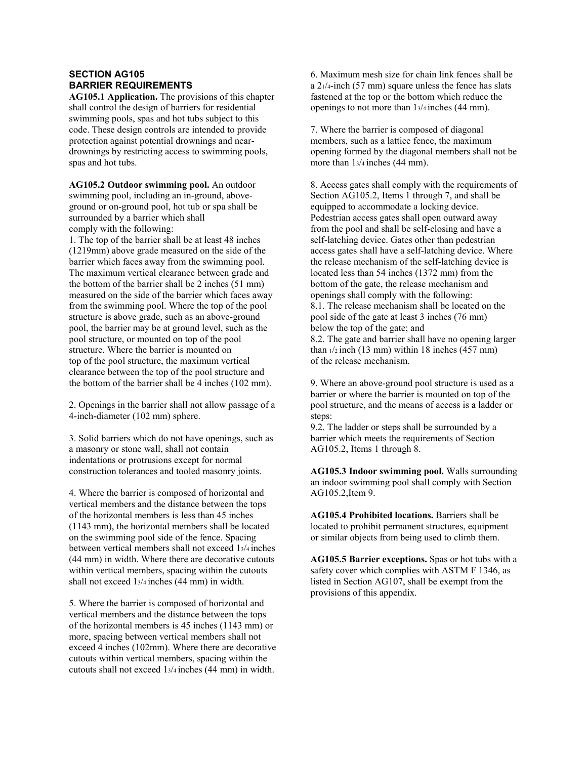## SECTION AG105
## BARRIER REQUIREMENTS

**AG105.1 Application.** The provisions of this chapter shall control the design of barriers for residential swimming pools, spas and hot tubs subject to this code. These design controls are intended to provide protection against potential drownings and near-drownings by restricting access to swimming pools, spas and hot tubs.

**AG105.2 Outdoor swimming pool.** An outdoor swimming pool, including an in-ground, above-ground or on-ground pool, hot tub or spa shall be surrounded by a barrier which shall comply with the following:

1. The top of the barrier shall be at least 48 inches (1219mm) above grade measured on the side of the barrier which faces away from the swimming pool. The maximum vertical clearance between grade and the bottom of the barrier shall be 2 inches (51 mm) measured on the side of the barrier which faces away from the swimming pool. Where the top of the pool structure is above grade, such as an above-ground pool, the barrier may be at ground level, such as the pool structure, or mounted on top of the pool structure. Where the barrier is mounted on top of the pool structure, the maximum vertical clearance between the top of the pool structure and the bottom of the barrier shall be 4 inches (102 mm).

2. Openings in the barrier shall not allow passage of a 4-inch-diameter (102 mm) sphere.

3. Solid barriers which do not have openings, such as a masonry or stone wall, shall not contain indentations or protrusions except for normal construction tolerances and tooled masonry joints.

4. Where the barrier is composed of horizontal and vertical members and the distance between the tops of the horizontal members is less than 45 inches (1143 mm), the horizontal members shall be located on the swimming pool side of the fence. Spacing between vertical members shall not exceed 1 3/4 inches (44 mm) in width. Where there are decorative cutouts within vertical members, spacing within the cutouts shall not exceed 1 3/4 inches (44 mm) in width.

5. Where the barrier is composed of horizontal and vertical members and the distance between the tops of the horizontal members is 45 inches (1143 mm) or more, spacing between vertical members shall not exceed 4 inches (102mm). Where there are decorative cutouts within vertical members, spacing within the cutouts shall not exceed 1 3/4 inches (44 mm) in width.

6. Maximum mesh size for chain link fences shall be a 2 1/4-inch (57 mm) square unless the fence has slats fastened at the top or the bottom which reduce the openings to not more than 1 3/4 inches (44 mm).

7. Where the barrier is composed of diagonal members, such as a lattice fence, the maximum opening formed by the diagonal members shall not be more than 1 3/4 inches (44 mm).

8. Access gates shall comply with the requirements of Section AG105.2, Items 1 through 7, and shall be equipped to accommodate a locking device. Pedestrian access gates shall open outward away from the pool and shall be self-closing and have a self-latching device. Gates other than pedestrian access gates shall have a self-latching device. Where the release mechanism of the self-latching device is located less than 54 inches (1372 mm) from the bottom of the gate, the release mechanism and openings shall comply with the following:
8.1. The release mechanism shall be located on the pool side of the gate at least 3 inches (76 mm) below the top of the gate; and
8.2. The gate and barrier shall have no opening larger than 1/2 inch (13 mm) within 18 inches (457 mm) of the release mechanism.

9. Where an above-ground pool structure is used as a barrier or where the barrier is mounted on top of the pool structure, and the means of access is a ladder or steps:
9.2. The ladder or steps shall be surrounded by a barrier which meets the requirements of Section AG105.2, Items 1 through 8.

**AG105.3 Indoor swimming pool.** Walls surrounding an indoor swimming pool shall comply with Section AG105.2,Item 9.

**AG105.4 Prohibited locations.** Barriers shall be located to prohibit permanent structures, equipment or similar objects from being used to climb them.

**AG105.5 Barrier exceptions.** Spas or hot tubs with a safety cover which complies with ASTM F 1346, as listed in Section AG107, shall be exempt from the provisions of this appendix.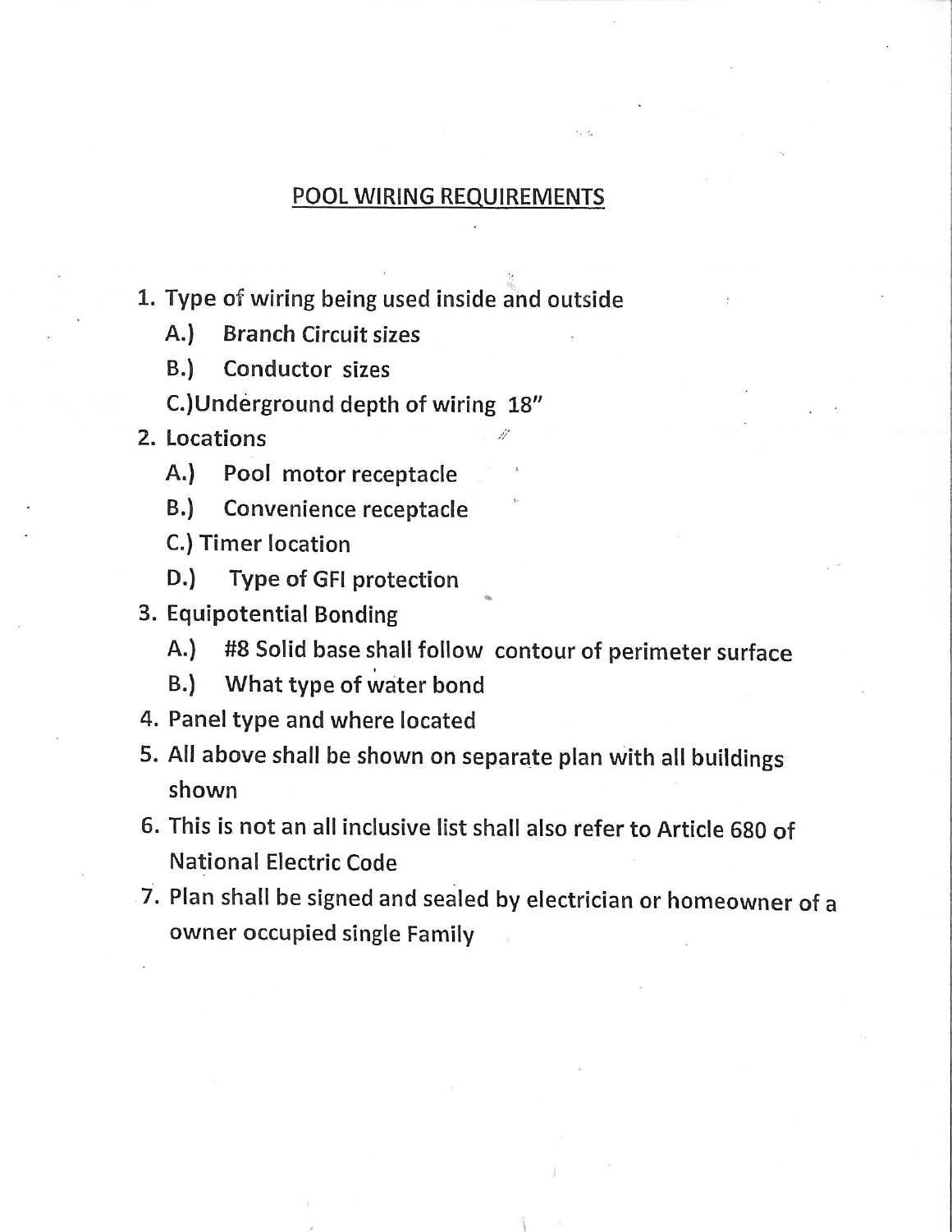## POOL WIRING REQUIREMENTS

1. Type of wiring being used inside and outside
   - A.) Branch Circuit sizes
   - B.) Conductor sizes
   - C.) Underground depth of wiring 18"
2. Locations
   - A.) Pool motor receptacle
   - B.) Convenience receptacle
   - C.) Timer location
   - D.) Type of GFI protection
3. Equipotential Bonding
   - A.) #8 Solid base shall follow contour of perimeter surface
   - B.) What type of water bond
4. Panel type and where located
5. All above shall be shown on separate plan with all buildings shown
6. This is not an all inclusive list shall also refer to Article 680 of National Electric Code
7. Plan shall be signed and sealed by electrician or homeowner of a owner occupied single Family